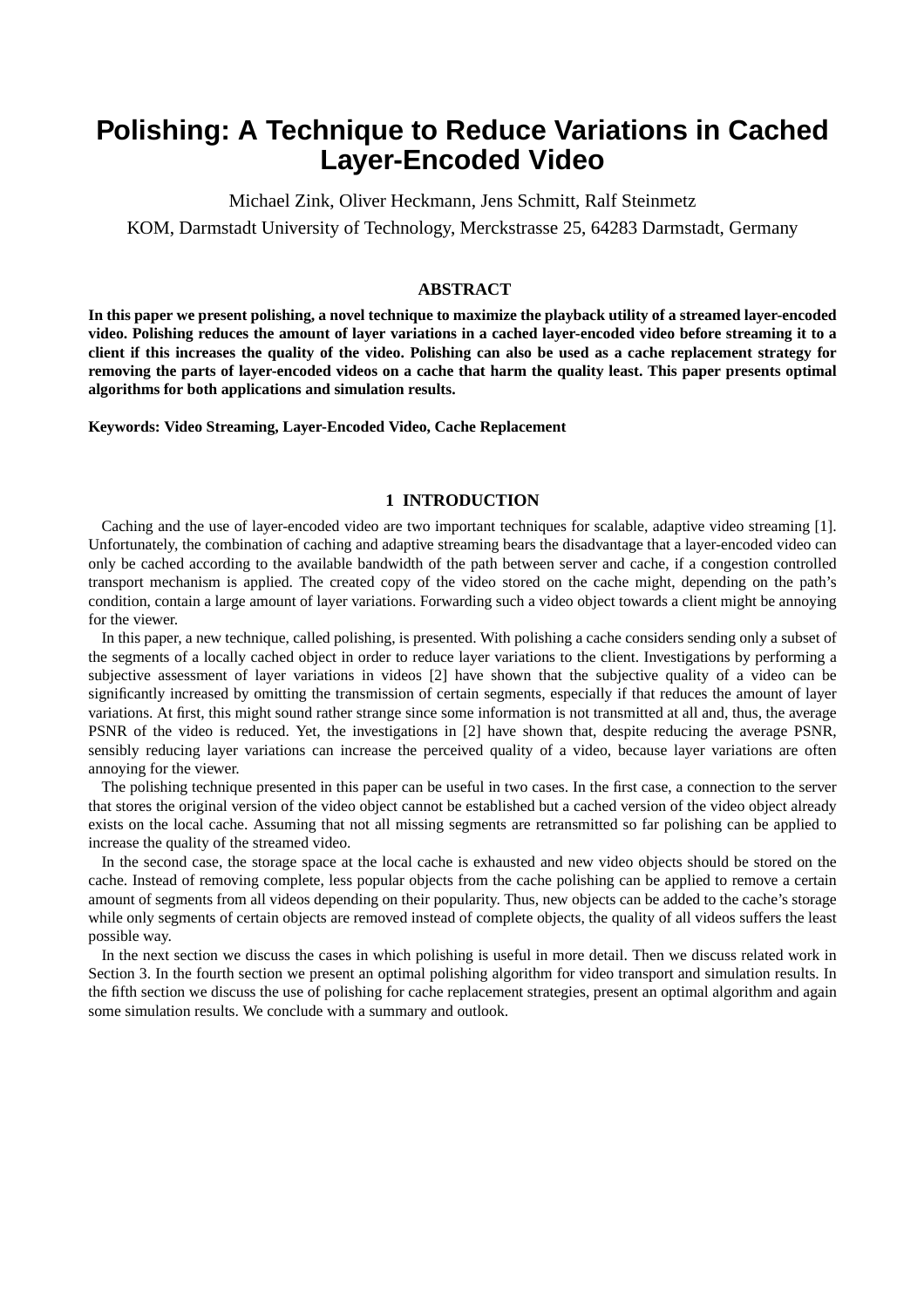# Polishing: A Technique to Reduce Variations in Cached Layer-Encoded Video

Michael Zink, Oliver Heckmann, Jens Schmitt, Ralf Steinmetz

KOM, Darmstadt University of Technology, Merckstrasse 25, 64283 Darmstadt, Germany

## ABSTRACT

**In this paper we present polishing, a novel technique to maximize the playback utility of a streamed layer-encoded video. Polishing reduces the amount of layer variations in a cached layer-encoded video before streaming it to a client if this increases the quality of the video. Polishing can also be used as a cache replacement strategy for removing the parts of layer-encoded videos on a cache that harm the quality least. This paper presents optimal algorithms for both applications and simulation results.**

**Keywords: Video Streaming, Layer-Encoded Video, Cache Replacement**

## 1 INTRODUCTION

Caching and the use of layer-encoded video are two important techniques for scalable, adaptive video streaming [1]. Unfortunately, the combination of caching and adaptive streaming bears the disadvantage that a layer-encoded video can only be cached according to the available bandwidth of the path between server and cache, if a congestion controlled transport mechanism is applied. The created copy of the video stored on the cache might, depending on the path's condition, contain a large amount of layer variations. Forwarding such a video object towards a client might be annoying for the viewer.

In this paper, a new technique, called polishing, is presented. With polishing a cache considers sending only a subset of the segments of a locally cached object in order to reduce layer variations to the client. Investigations by performing a subjective assessment of layer variations in videos [2] have shown that the subjective quality of a video can be significantly increased by omitting the transmission of certain segments, especially if that reduces the amount of layer variations. At first, this might sound rather strange since some information is not transmitted at all and, thus, the average PSNR of the video is reduced. Yet, the investigations in [2] have shown that, despite reducing the average PSNR, sensibly reducing layer variations can increase the perceived quality of a video, because layer variations are often annoying for the viewer.

The polishing technique presented in this paper can be useful in two cases. In the first case, a connection to the server that stores the original version of the video object cannot be established but a cached version of the video object already exists on the local cache. Assuming that not all missing segments are retransmitted so far polishing can be applied to increase the quality of the streamed video.

In the second case, the storage space at the local cache is exhausted and new video objects should be stored on the cache. Instead of removing complete, less popular objects from the cache polishing can be applied to remove a certain amount of segments from all videos depending on their popularity. Thus, new objects can be added to the cache's storage while only segments of certain objects are removed instead of complete objects, the quality of all videos suffers the least possible way.

In the next section we discuss the cases in which polishing is useful in more detail. Then we discuss related work in Section 3. In the fourth section we present an optimal polishing algorithm for video transport and simulation results. In the fifth section we discuss the use of polishing for cache replacement strategies, present an optimal algorithm and again some simulation results. We conclude with a summary and outlook.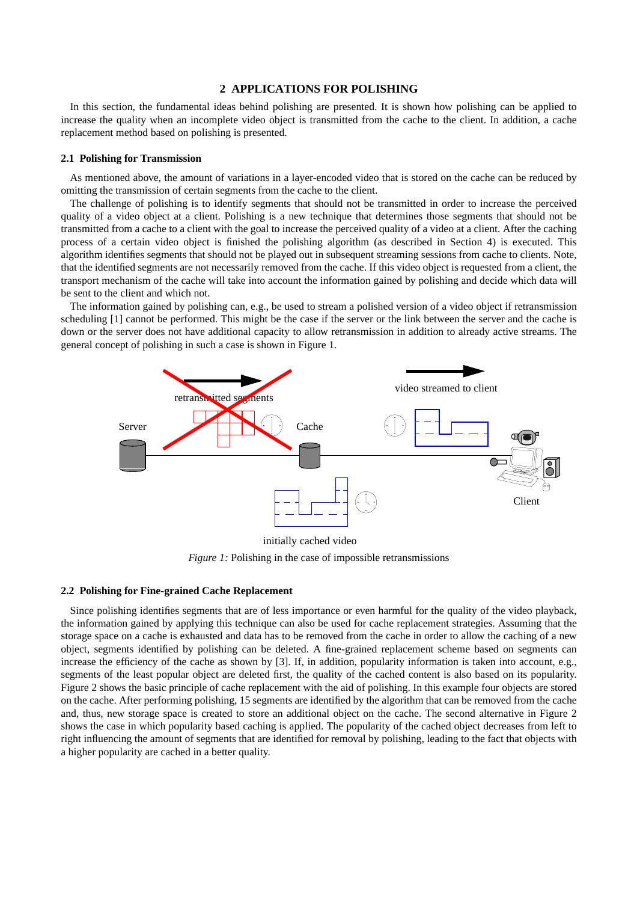## 2 APPLICATIONS FOR POLISHING

In this section, the fundamental ideas behind polishing are presented. It is shown how polishing can be applied to increase the quality when an incomplete video object is transmitted from the cache to the client. In addition, a cache replacement method based on polishing is presented.

### 2.1 Polishing for Transmission

As mentioned above, the amount of variations in a layer-encoded video that is stored on the cache can be reduced by omitting the transmission of certain segments from the cache to the client.

The challenge of polishing is to identify segments that should not be transmitted in order to increase the perceived quality of a video object at a client. Polishing is a new technique that determines those segments that should not be transmitted from a cache to a client with the goal to increase the perceived quality of a video at a client. After the caching process of a certain video object is finished the polishing algorithm (as described in Section 4) is executed. This algorithm identifies segments that should not be played out in subsequent streaming sessions from cache to clients. Note, that the identified segments are not necessarily removed from the cache. If this video object is requested from a client, the transport mechanism of the cache will take into account the information gained by polishing and decide which data will be sent to the client and which not.

The information gained by polishing can, e.g., be used to stream a polished version of a video object if retransmission scheduling [1] cannot be performed. This might be the case if the server or the link between the server and the cache is down or the server does not have additional capacity to allow retransmission in addition to already active streams. The general concept of polishing in such a case is shown in Figure 1.

retransmitted segments

video streamed to client

Server

Cache

Client

initially cached video

*Figure 1:* Polishing in the case of impossible retransmissions

### 2.2 Polishing for Fine-grained Cache Replacement

Since polishing identifies segments that are of less importance or even harmful for the quality of the video playback, the information gained by applying this technique can also be used for cache replacement strategies. Assuming that the storage space on a cache is exhausted and data has to be removed from the cache in order to allow the caching of a new object, segments identified by polishing can be deleted. A fine-grained replacement scheme based on segments can increase the efficiency of the cache as shown by [3]. If, in addition, popularity information is taken into account, e.g., segments of the least popular object are deleted first, the quality of the cached content is also based on its popularity. Figure 2 shows the basic principle of cache replacement with the aid of polishing. In this example four objects are stored on the cache. After performing polishing, 15 segments are identified by the algorithm that can be removed from the cache and, thus, new storage space is created to store an additional object on the cache. The second alternative in Figure 2 shows the case in which popularity based caching is applied. The popularity of the cached object decreases from left to right influencing the amount of segments that are identified for removal by polishing, leading to the fact that objects with a higher popularity are cached in a better quality.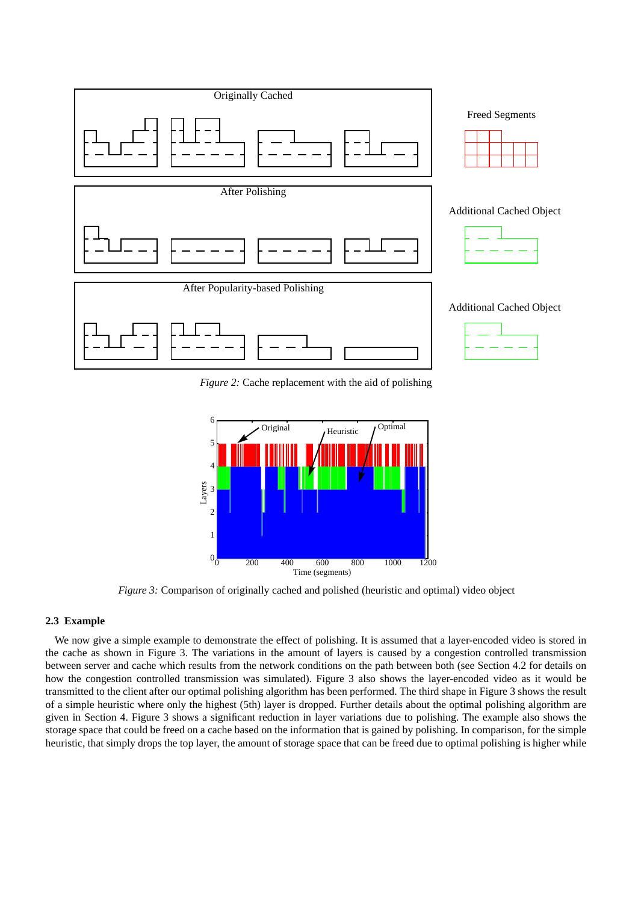*Figure 2:* Cache replacement with the aid of polishing

*Figure 3:* Comparison of originally cached and polished (heuristic and optimal) video object

### 2.3 Example

We now give a simple example to demonstrate the effect of polishing. It is assumed that a layer-encoded video is stored in the cache as shown in Figure 3. The variations in the amount of layers is caused by a congestion controlled transmission between server and cache which results from the network conditions on the path between both (see Section 4.2 for details on how the congestion controlled transmission was simulated). Figure 3 also shows the layer-encoded video as it would be transmitted to the client after our optimal polishing algorithm has been performed. The third shape in Figure 3 shows the result of a simple heuristic where only the highest (5th) layer is dropped. Further details about the optimal polishing algorithm are given in Section 4. Figure 3 shows a significant reduction in layer variations due to polishing. The example also shows the storage space that could be freed on a cache based on the information that is gained by polishing. In comparison, for the simple heuristic, that simply drops the top layer, the amount of storage space that can be freed due to optimal polishing is higher while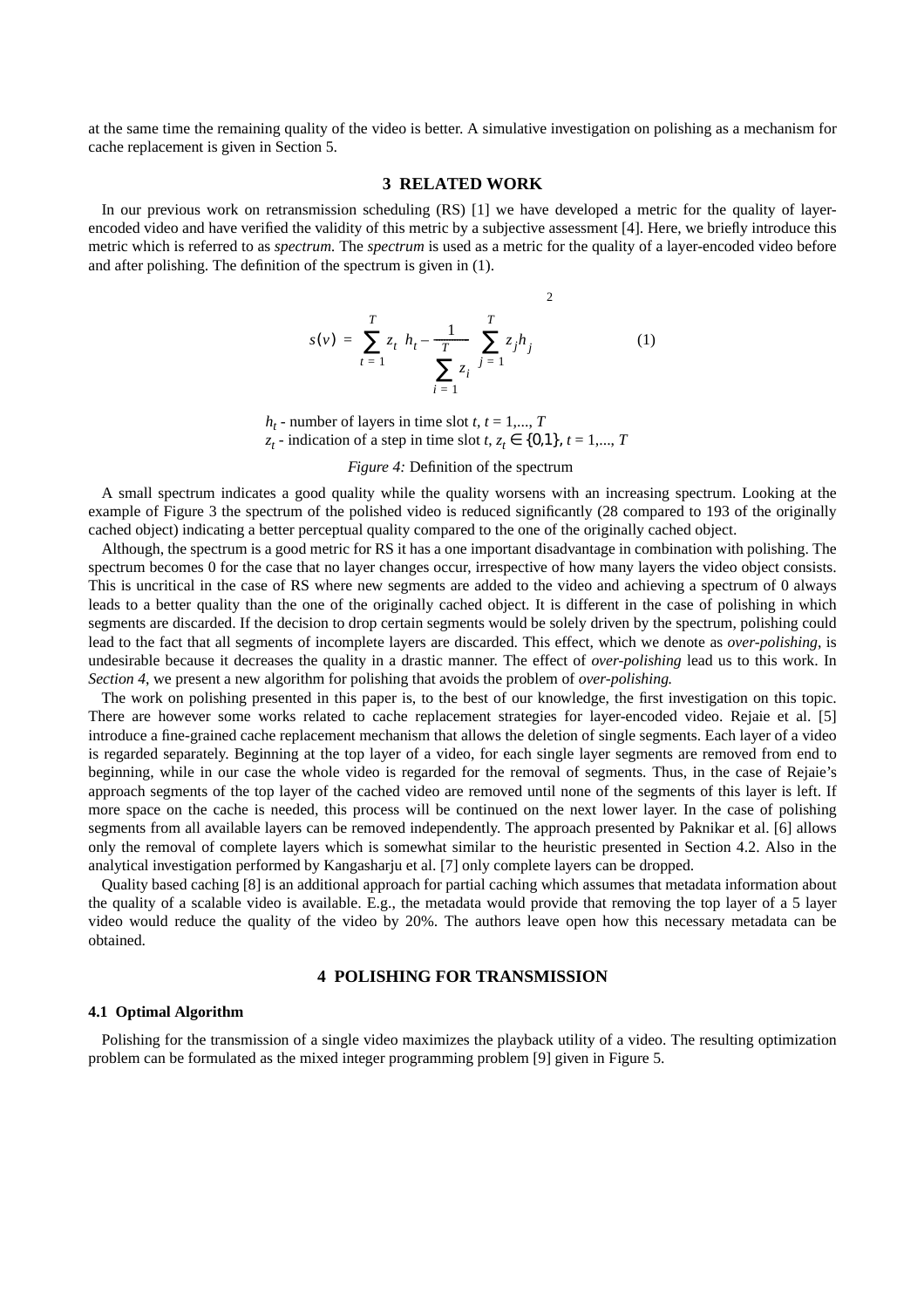at the same time the remaining quality of the video is better. A simulative investigation on polishing as a mechanism for cache replacement is given in Section 5.

## 3 RELATED WORK

In our previous work on retransmission scheduling (RS) [1] we have developed a metric for the quality of layer-encoded video and have verified the validity of this metric by a subjective assessment [4]. Here, we briefly introduce this metric which is referred to as *spectrum.* The *spectrum* is used as a metric for the quality of a layer-encoded video before and after polishing. The definition of the spectrum is given in (1).

$$s(v) = \sum_{t=1}^{T} z_t \left( h_t - \frac{1}{\sum_{i=1}^{T} z_i} \sum_{j=1}^{T} z_j h_j \right)^2 \qquad (1)$$

$h_t$ - number of layers in time slot $t$, $t = 1,..., T$
$z_t$ - indication of a step in time slot $t$, $z_t \in \{0,1\}$, $t = 1,..., T$

*Figure 4:* Definition of the spectrum

A small spectrum indicates a good quality while the quality worsens with an increasing spectrum. Looking at the example of Figure 3 the spectrum of the polished video is reduced significantly (28 compared to 193 of the originally cached object) indicating a better perceptual quality compared to the one of the originally cached object.

Although, the spectrum is a good metric for RS it has a one important disadvantage in combination with polishing. The spectrum becomes 0 for the case that no layer changes occur, irrespective of how many layers the video object consists. This is uncritical in the case of RS where new segments are added to the video and achieving a spectrum of 0 always leads to a better quality than the one of the originally cached object. It is different in the case of polishing in which segments are discarded. If the decision to drop certain segments would be solely driven by the spectrum, polishing could lead to the fact that all segments of incomplete layers are discarded. This effect, which we denote as *over-polishing*, is undesirable because it decreases the quality in a drastic manner. The effect of *over-polishing* lead us to this work. In *Section 4*, we present a new algorithm for polishing that avoids the problem of *over-polishing.*

The work on polishing presented in this paper is, to the best of our knowledge, the first investigation on this topic. There are however some works related to cache replacement strategies for layer-encoded video. Rejaie et al. [5] introduce a fine-grained cache replacement mechanism that allows the deletion of single segments. Each layer of a video is regarded separately. Beginning at the top layer of a video, for each single layer segments are removed from end to beginning, while in our case the whole video is regarded for the removal of segments. Thus, in the case of Rejaie's approach segments of the top layer of the cached video are removed until none of the segments of this layer is left. If more space on the cache is needed, this process will be continued on the next lower layer. In the case of polishing segments from all available layers can be removed independently. The approach presented by Paknikar et al. [6] allows only the removal of complete layers which is somewhat similar to the heuristic presented in Section 4.2. Also in the analytical investigation performed by Kangasharju et al. [7] only complete layers can be dropped.

Quality based caching [8] is an additional approach for partial caching which assumes that metadata information about the quality of a scalable video is available. E.g., the metadata would provide that removing the top layer of a 5 layer video would reduce the quality of the video by 20%. The authors leave open how this necessary metadata can be obtained.

## 4 POLISHING FOR TRANSMISSION

### 4.1 Optimal Algorithm

Polishing for the transmission of a single video maximizes the playback utility of a video. The resulting optimization problem can be formulated as the mixed integer programming problem [9] given in Figure 5.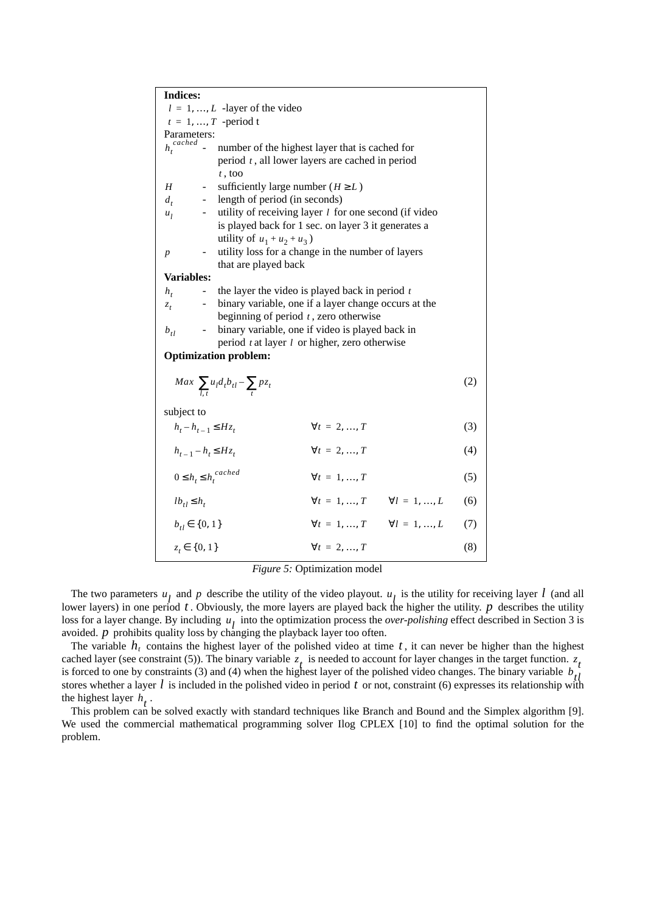**Indices:**

$l = 1, \ldots, L$ -layer of the video

$t = 1, \ldots, T$ -period t

Parameters:

- $h_t^{cached}$ - number of the highest layer that is cached for period $t$, all lower layers are cached in period $t$, too
- $H$ - sufficiently large number ($H \geq L$)
- $d_t$ - length of period (in seconds)
- $u_l$ - utility of receiving layer $l$ for one second (if video is played back for 1 sec. on layer 3 it generates a utility of $u_1 + u_2 + u_3$)
- $p$ - utility loss for a change in the number of layers that are played back

**Variables:**

- $h_t$ - the layer the video is played back in period $t$
- $z_t$ - binary variable, one if a layer change occurs at the beginning of period $t$, zero otherwise
- $b_{tl}$ - binary variable, one if video is played back in period $t$ at layer $l$ or higher, zero otherwise

**Optimization problem:**

$$Max \sum_{l,t} u_l d_t b_{tl} - \sum_t p z_t \qquad (2)$$

subject to

$$h_t - h_{t-1} \leq H z_t \qquad \forall t = 2, \ldots, T \qquad (3)$$

$$h_{t-1} - h_t \leq H z_t \qquad \forall t = 2, \ldots, T \qquad (4)$$

$$0 \leq h_t \leq h_t^{cached} \qquad \forall t = 1, \ldots, T \qquad (5)$$

$$l b_{tl} \leq h_t \qquad \forall t = 1, \ldots, T \quad \forall l = 1, \ldots, L \qquad (6)$$

$$b_{tl} \in \{0, 1\} \qquad \forall t = 1, \ldots, T \quad \forall l = 1, \ldots, L \qquad (7)$$

$$z_t \in \{0, 1\} \qquad \forall t = 2, \ldots, T \qquad (8)$$

*Figure 5:* Optimization model

The two parameters $u_l$ and $p$ describe the utility of the video playout. $u_l$ is the utility for receiving layer $l$ (and all lower layers) in one period $t$. Obviously, the more layers are played back the higher the utility. $p$ describes the utility loss for a layer change. By including $u_l$ into the optimization process the *over-polishing* effect described in Section 3 is avoided. $p$ prohibits quality loss by changing the playback layer too often.

The variable $h_t$ contains the highest layer of the polished video at time $t$, it can never be higher than the highest cached layer (see constraint (5)). The binary variable $z_t$ is needed to account for layer changes in the target function. $z_t$ is forced to one by constraints (3) and (4) when the highest layer of the polished video changes. The binary variable $b_{tl}$ stores whether a layer $l$ is included in the polished video in period $t$ or not, constraint (6) expresses its relationship with the highest layer $h_t$.

This problem can be solved exactly with standard techniques like Branch and Bound and the Simplex algorithm [9]. We used the commercial mathematical programming solver Ilog CPLEX [10] to find the optimal solution for the problem.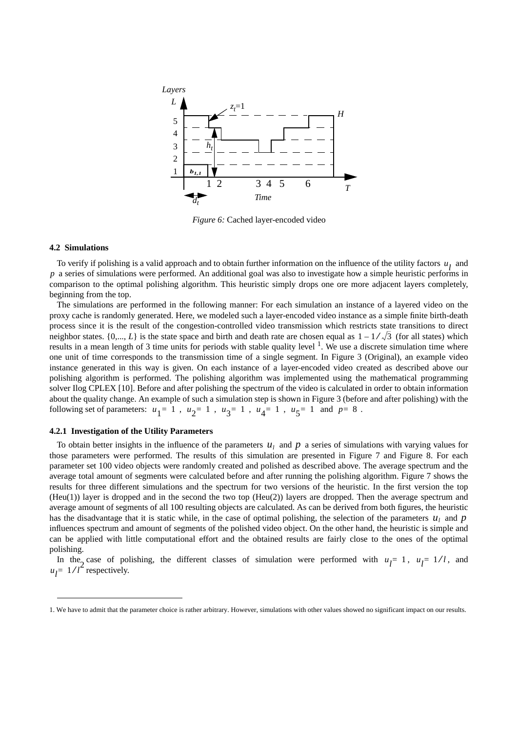*Figure 6:* Cached layer-encoded video

### 4.2 Simulations

To verify if polishing is a valid approach and to obtain further information on the influence of the utility factors $u_l$ and $p$ a series of simulations were performed. An additional goal was also to investigate how a simple heuristic performs in comparison to the optimal polishing algorithm. This heuristic simply drops one ore more adjacent layers completely, beginning from the top.

The simulations are performed in the following manner: For each simulation an instance of a layered video on the proxy cache is randomly generated. Here, we modeled such a layer-encoded video instance as a simple finite birth-death process since it is the result of the congestion-controlled video transmission which restricts state transitions to direct neighbor states. $\{0,..., L\}$ is the state space and birth and death rate are chosen equal as $1 - 1/\sqrt{3}$ (for all states) which results in a mean length of 3 time units for periods with stable quality level [1]. We use a discrete simulation time where one unit of time corresponds to the transmission time of a single segment. In Figure 3 (Original), an example video instance generated in this way is given. On each instance of a layer-encoded video created as described above our polishing algorithm is performed. The polishing algorithm was implemented using the mathematical programming solver Ilog CPLEX [10]. Before and after polishing the spectrum of the video is calculated in order to obtain information about the quality change. An example of such a simulation step is shown in Figure 3 (before and after polishing) with the following set of parameters: $u_1 = 1$, $u_2 = 1$, $u_3 = 1$, $u_4 = 1$, $u_5 = 1$ and $p = 8$.

#### 4.2.1 Investigation of the Utility Parameters

To obtain better insights in the influence of the parameters $u_l$ and $p$ a series of simulations with varying values for those parameters were performed. The results of this simulation are presented in Figure 7 and Figure 8. For each parameter set 100 video objects were randomly created and polished as described above. The average spectrum and the average total amount of segments were calculated before and after running the polishing algorithm. Figure 7 shows the results for three different simulations and the spectrum for two versions of the heuristic. In the first version the top (Heu(1)) layer is dropped and in the second the two top (Heu(2)) layers are dropped. Then the average spectrum and average amount of segments of all 100 resulting objects are calculated. As can be derived from both figures, the heuristic has the disadvantage that it is static while, in the case of optimal polishing, the selection of the parameters $u_l$ and $p$ influences spectrum and amount of segments of the polished video object. On the other hand, the heuristic is simple and can be applied with little computational effort and the obtained results are fairly close to the ones of the optimal polishing.

In the case of polishing, the different classes of simulation were performed with $u_l = 1$, $u_l = 1/l$, and $u_l = 1/l^2$ respectively.

1. We have to admit that the parameter choice is rather arbitrary. However, simulations with other values showed no significant impact on our results.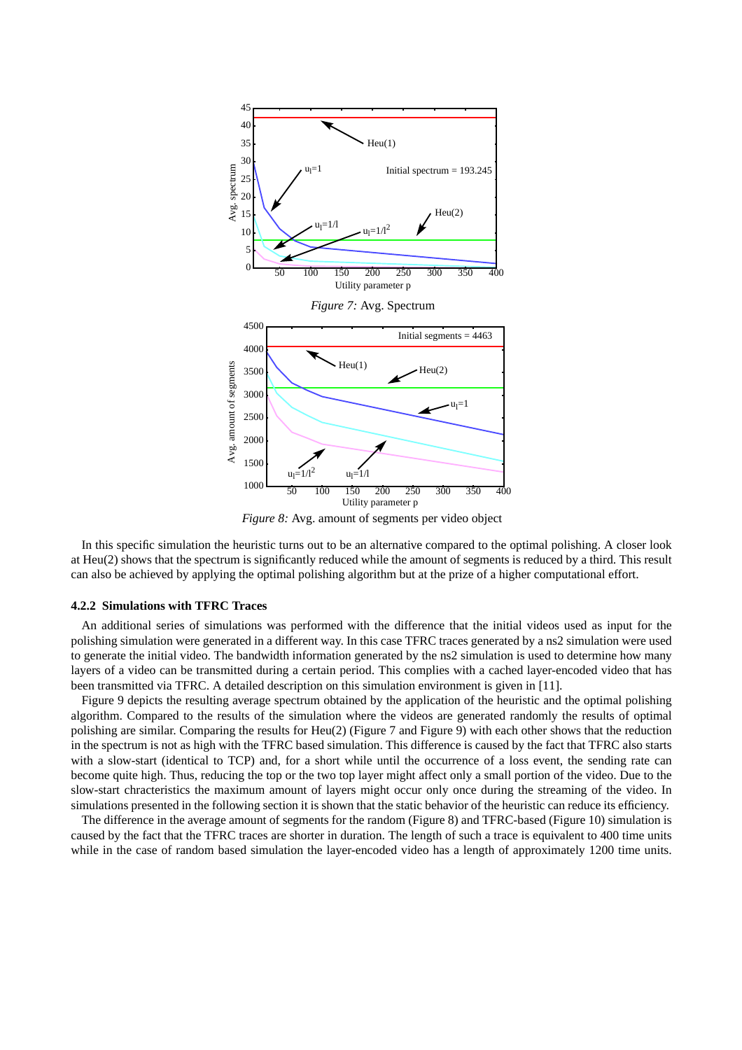*Figure 7:* Avg. Spectrum

*Figure 8:* Avg. amount of segments per video object

In this specific simulation the heuristic turns out to be an alternative compared to the optimal polishing. A closer look at Heu(2) shows that the spectrum is significantly reduced while the amount of segments is reduced by a third. This result can also be achieved by applying the optimal polishing algorithm but at the prize of a higher computational effort.

#### 4.2.2 Simulations with TFRC Traces

An additional series of simulations was performed with the difference that the initial videos used as input for the polishing simulation were generated in a different way. In this case TFRC traces generated by a ns2 simulation were used to generate the initial video. The bandwidth information generated by the ns2 simulation is used to determine how many layers of a video can be transmitted during a certain period. This complies with a cached layer-encoded video that has been transmitted via TFRC. A detailed description on this simulation environment is given in [11].

Figure 9 depicts the resulting average spectrum obtained by the application of the heuristic and the optimal polishing algorithm. Compared to the results of the simulation where the videos are generated randomly the results of optimal polishing are similar. Comparing the results for Heu(2) (Figure 7 and Figure 9) with each other shows that the reduction in the spectrum is not as high with the TFRC based simulation. This difference is caused by the fact that TFRC also starts with a slow-start (identical to TCP) and, for a short while until the occurrence of a loss event, the sending rate can become quite high. Thus, reducing the top or the two top layer might affect only a small portion of the video. Due to the slow-start chracteristics the maximum amount of layers might occur only once during the streaming of the video. In simulations presented in the following section it is shown that the static behavior of the heuristic can reduce its efficiency.

The difference in the average amount of segments for the random (Figure 8) and TFRC-based (Figure 10) simulation is caused by the fact that the TFRC traces are shorter in duration. The length of such a trace is equivalent to 400 time units while in the case of random based simulation the layer-encoded video has a length of approximately 1200 time units.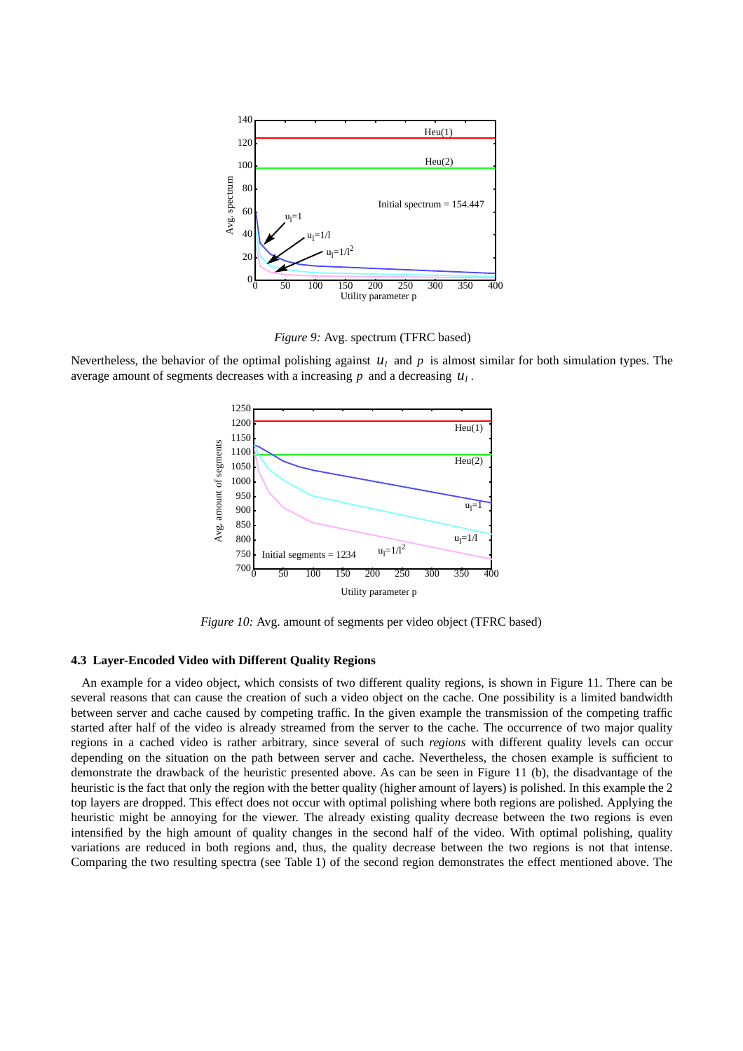*Figure 9:* Avg. spectrum (TFRC based)

Nevertheless, the behavior of the optimal polishing against $u_l$ and $p$ is almost similar for both simulation types. The average amount of segments decreases with a increasing $p$ and a decreasing $u_l$.

*Figure 10:* Avg. amount of segments per video object (TFRC based)

### 4.3 Layer-Encoded Video with Different Quality Regions

An example for a video object, which consists of two different quality regions, is shown in Figure 11. There can be several reasons that can cause the creation of such a video object on the cache. One possibility is a limited bandwidth between server and cache caused by competing traffic. In the given example the transmission of the competing traffic started after half of the video is already streamed from the server to the cache. The occurrence of two major quality regions in a cached video is rather arbitrary, since several of such *regions* with different quality levels can occur depending on the situation on the path between server and cache. Nevertheless, the chosen example is sufficient to demonstrate the drawback of the heuristic presented above. As can be seen in Figure 11 (b), the disadvantage of the heuristic is the fact that only the region with the better quality (higher amount of layers) is polished. In this example the 2 top layers are dropped. This effect does not occur with optimal polishing where both regions are polished. Applying the heuristic might be annoying for the viewer. The already existing quality decrease between the two regions is even intensified by the high amount of quality changes in the second half of the video. With optimal polishing, quality variations are reduced in both regions and, thus, the quality decrease between the two regions is not that intense. Comparing the two resulting spectra (see Table 1) of the second region demonstrates the effect mentioned above. The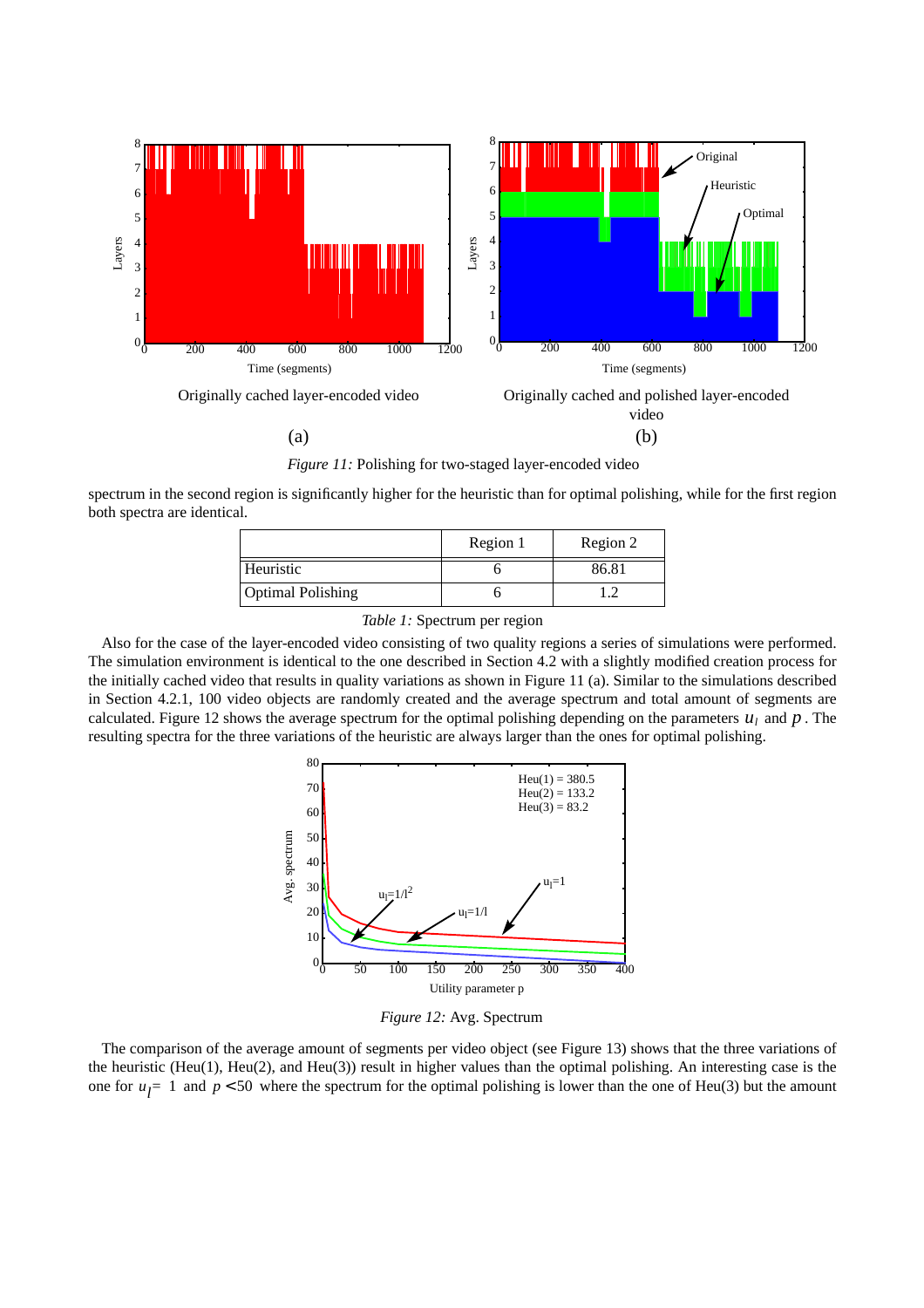Originally cached layer-encoded video

(a)

Originally cached and polished layer-encoded video

(b)

*Figure 11:* Polishing for two-staged layer-encoded video

spectrum in the second region is significantly higher for the heuristic than for optimal polishing, while for the first region both spectra are identical.

| | Region 1 | Region 2 |
|---|---|---|
| Heuristic | 6 | 86.81 |
| Optimal Polishing | 6 | 1.2 |

*Table 1:* Spectrum per region

Also for the case of the layer-encoded video consisting of two quality regions a series of simulations were performed. The simulation environment is identical to the one described in Section 4.2 with a slightly modified creation process for the initially cached video that results in quality variations as shown in Figure 11 (a). Similar to the simulations described in Section 4.2.1, 100 video objects are randomly created and the average spectrum and total amount of segments are calculated. Figure 12 shows the average spectrum for the optimal polishing depending on the parameters $u_l$ and $p$. The resulting spectra for the three variations of the heuristic are always larger than the ones for optimal polishing.

*Figure 12:* Avg. Spectrum

The comparison of the average amount of segments per video object (see Figure 13) shows that the three variations of the heuristic (Heu(1), Heu(2), and Heu(3)) result in higher values than the optimal polishing. An interesting case is the one for $u_l = 1$ and $p < 50$ where the spectrum for the optimal polishing is lower than the one of Heu(3) but the amount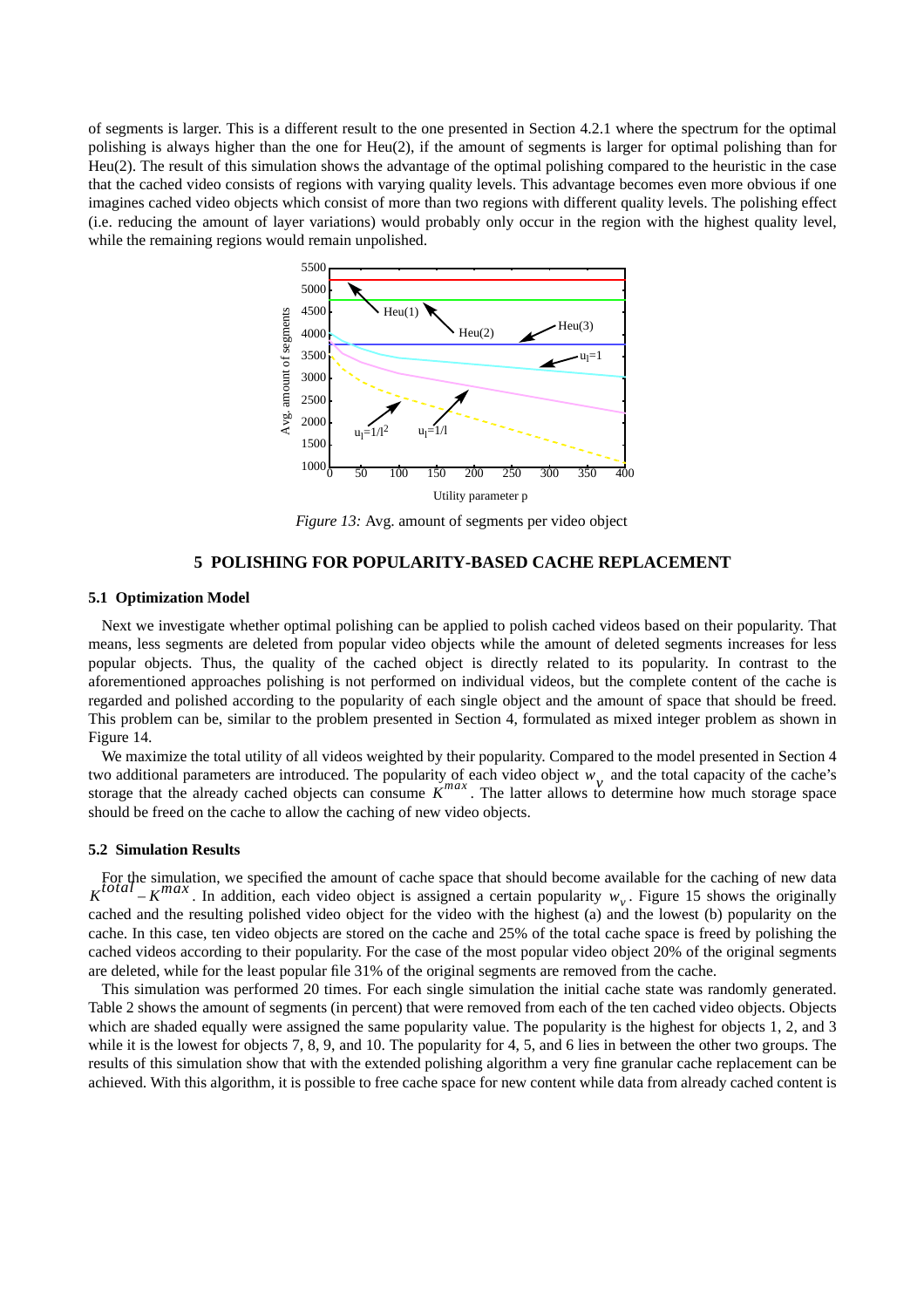of segments is larger. This is a different result to the one presented in Section 4.2.1 where the spectrum for the optimal polishing is always higher than the one for Heu(2), if the amount of segments is larger for optimal polishing than for Heu(2). The result of this simulation shows the advantage of the optimal polishing compared to the heuristic in the case that the cached video consists of regions with varying quality levels. This advantage becomes even more obvious if one imagines cached video objects which consist of more than two regions with different quality levels. The polishing effect (i.e. reducing the amount of layer variations) would probably only occur in the region with the highest quality level, while the remaining regions would remain unpolished.

*Figure 13:* Avg. amount of segments per video object

## 5 POLISHING FOR POPULARITY-BASED CACHE REPLACEMENT

### 5.1 Optimization Model

Next we investigate whether optimal polishing can be applied to polish cached videos based on their popularity. That means, less segments are deleted from popular video objects while the amount of deleted segments increases for less popular objects. Thus, the quality of the cached object is directly related to its popularity. In contrast to the aforementioned approaches polishing is not performed on individual videos, but the complete content of the cache is regarded and polished according to the popularity of each single object and the amount of space that should be freed. This problem can be, similar to the problem presented in Section 4, formulated as mixed integer problem as shown in Figure 14.

We maximize the total utility of all videos weighted by their popularity. Compared to the model presented in Section 4 two additional parameters are introduced. The popularity of each video object $w_v$ and the total capacity of the cache's storage that the already cached objects can consume $K^{max}$. The latter allows to determine how much storage space should be freed on the cache to allow the caching of new video objects.

### 5.2 Simulation Results

For the simulation, we specified the amount of cache space that should become available for the caching of new data $K^{total} - K^{max}$. In addition, each video object is assigned a certain popularity $w_v$. Figure 15 shows the originally cached and the resulting polished video object for the video with the highest (a) and the lowest (b) popularity on the cache. In this case, ten video objects are stored on the cache and 25% of the total cache space is freed by polishing the cached videos according to their popularity. For the case of the most popular video object 20% of the original segments are deleted, while for the least popular file 31% of the original segments are removed from the cache.

This simulation was performed 20 times. For each single simulation the initial cache state was randomly generated. Table 2 shows the amount of segments (in percent) that were removed from each of the ten cached video objects. Objects which are shaded equally were assigned the same popularity value. The popularity is the highest for objects 1, 2, and 3 while it is the lowest for objects 7, 8, 9, and 10. The popularity for 4, 5, and 6 lies in between the other two groups. The results of this simulation show that with the extended polishing algorithm a very fine granular cache replacement can be achieved. With this algorithm, it is possible to free cache space for new content while data from already cached content is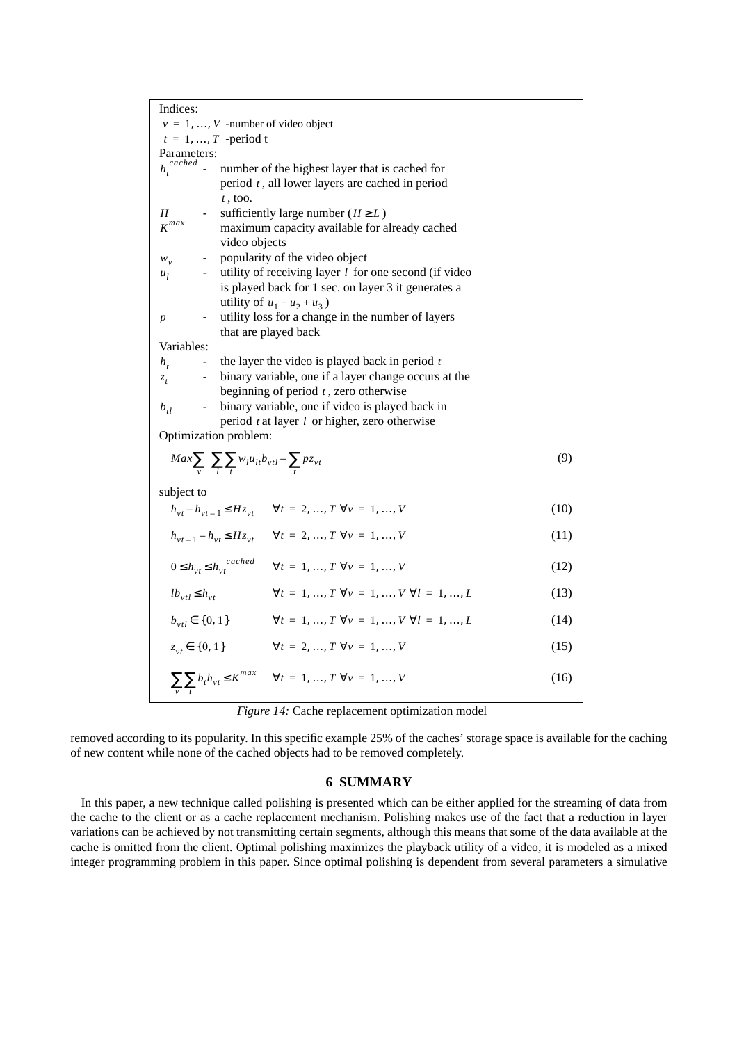Indices:

$v = 1, \ldots, V$ -number of video object

$t = 1, \ldots, T$ -period t

Parameters:

$h_t^{cached}$ - number of the highest layer that is cached for period $t$, all lower layers are cached in period $t$, too.

$H$ - sufficiently large number ($H \geq L$)

$K^{max}$ maximum capacity available for already cached video objects

$w_v$ - popularity of the video object

$u_l$ - utility of receiving layer $l$ for one second (if video is played back for 1 sec. on layer 3 it generates a utility of $u_1 + u_2 + u_3$)

$p$ - utility loss for a change in the number of layers that are played back

Variables:

$h_t$ - the layer the video is played back in period $t$

$z_t$ - binary variable, one if a layer change occurs at the beginning of period $t$, zero otherwise

$b_{tl}$ - binary variable, one if video is played back in period $t$ at layer $l$ or higher, zero otherwise

Optimization problem:

$$Max \sum_v \sum_l \sum_t w_l u_{lt} b_{vtl} - \sum_t p z_{vt} \tag{9}$$

subject to

$$h_{vt} - h_{vt-1} \leq H z_{vt} \qquad \forall t = 2, \ldots, T \ \forall v = 1, \ldots, V \tag{10}$$

$$h_{vt-1} - h_{vt} \leq H z_{vt} \qquad \forall t = 2, \ldots, T \ \forall v = 1, \ldots, V \tag{11}$$

$$0 \leq h_{vt} \leq h_{vt}^{cached} \qquad \forall t = 1, \ldots, T \ \forall v = 1, \ldots, V \tag{12}$$

$$l b_{vtl} \leq h_{vt} \qquad \forall t = 1, \ldots, T \ \forall v = 1, \ldots, V \ \forall l = 1, \ldots, L \tag{13}$$

$$b_{vtl} \in \{0, 1\} \qquad \forall t = 1, \ldots, T \ \forall v = 1, \ldots, V \ \forall l = 1, \ldots, L \tag{14}$$

$$z_{vt} \in \{0, 1\} \qquad \forall t = 2, \ldots, T \ \forall v = 1, \ldots, V \tag{15}$$

$$\sum_v \sum_t b_t h_{vt} \leq K^{max} \qquad \forall t = 1, \ldots, T \ \forall v = 1, \ldots, V \tag{16}$$

*Figure 14:* Cache replacement optimization model

removed according to its popularity. In this specific example 25% of the caches' storage space is available for the caching of new content while none of the cached objects had to be removed completely.

## 6 SUMMARY

In this paper, a new technique called polishing is presented which can be either applied for the streaming of data from the cache to the client or as a cache replacement mechanism. Polishing makes use of the fact that a reduction in layer variations can be achieved by not transmitting certain segments, although this means that some of the data available at the cache is omitted from the client. Optimal polishing maximizes the playback utility of a video, it is modeled as a mixed integer programming problem in this paper. Since optimal polishing is dependent from several parameters a simulative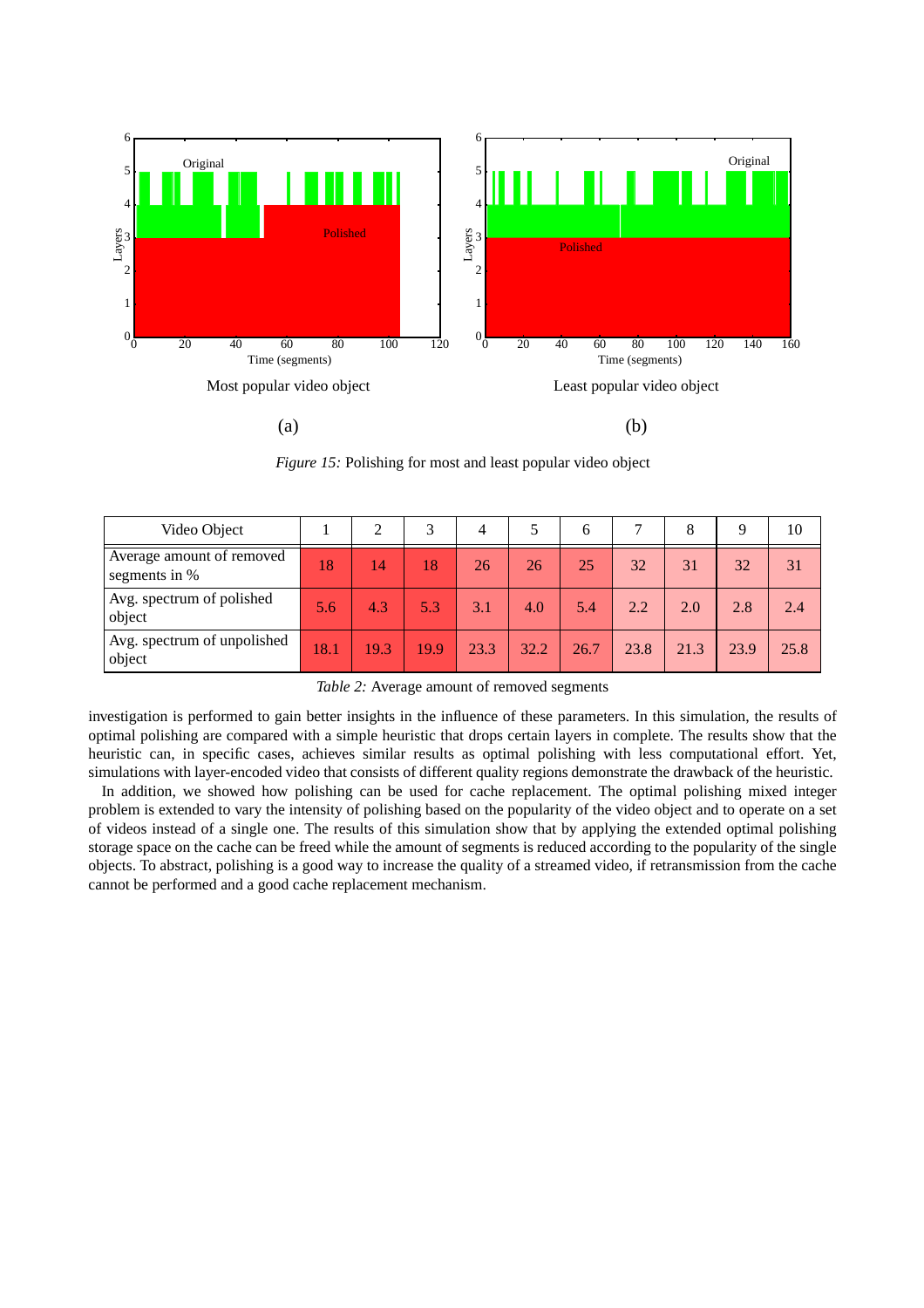Most popular video object

(a)

Least popular video object

(b)

*Figure 15:* Polishing for most and least popular video object

| Video Object | 1 | 2 | 3 | 4 | 5 | 6 | 7 | 8 | 9 | 10 |
|---|---|---|---|---|---|---|---|---|---|---|
| Average amount of removed segments in % | 18 | 14 | 18 | 26 | 26 | 25 | 32 | 31 | 32 | 31 |
| Avg. spectrum of polished object | 5.6 | 4.3 | 5.3 | 3.1 | 4.0 | 5.4 | 2.2 | 2.0 | 2.8 | 2.4 |
| Avg. spectrum of unpolished object | 18.1 | 19.3 | 19.9 | 23.3 | 32.2 | 26.7 | 23.8 | 21.3 | 23.9 | 25.8 |

*Table 2:* Average amount of removed segments

investigation is performed to gain better insights in the influence of these parameters. In this simulation, the results of optimal polishing are compared with a simple heuristic that drops certain layers in complete. The results show that the heuristic can, in specific cases, achieves similar results as optimal polishing with less computational effort. Yet, simulations with layer-encoded video that consists of different quality regions demonstrate the drawback of the heuristic.

In addition, we showed how polishing can be used for cache replacement. The optimal polishing mixed integer problem is extended to vary the intensity of polishing based on the popularity of the video object and to operate on a set of videos instead of a single one. The results of this simulation show that by applying the extended optimal polishing storage space on the cache can be freed while the amount of segments is reduced according to the popularity of the single objects. To abstract, polishing is a good way to increase the quality of a streamed video, if retransmission from the cache cannot be performed and a good cache replacement mechanism.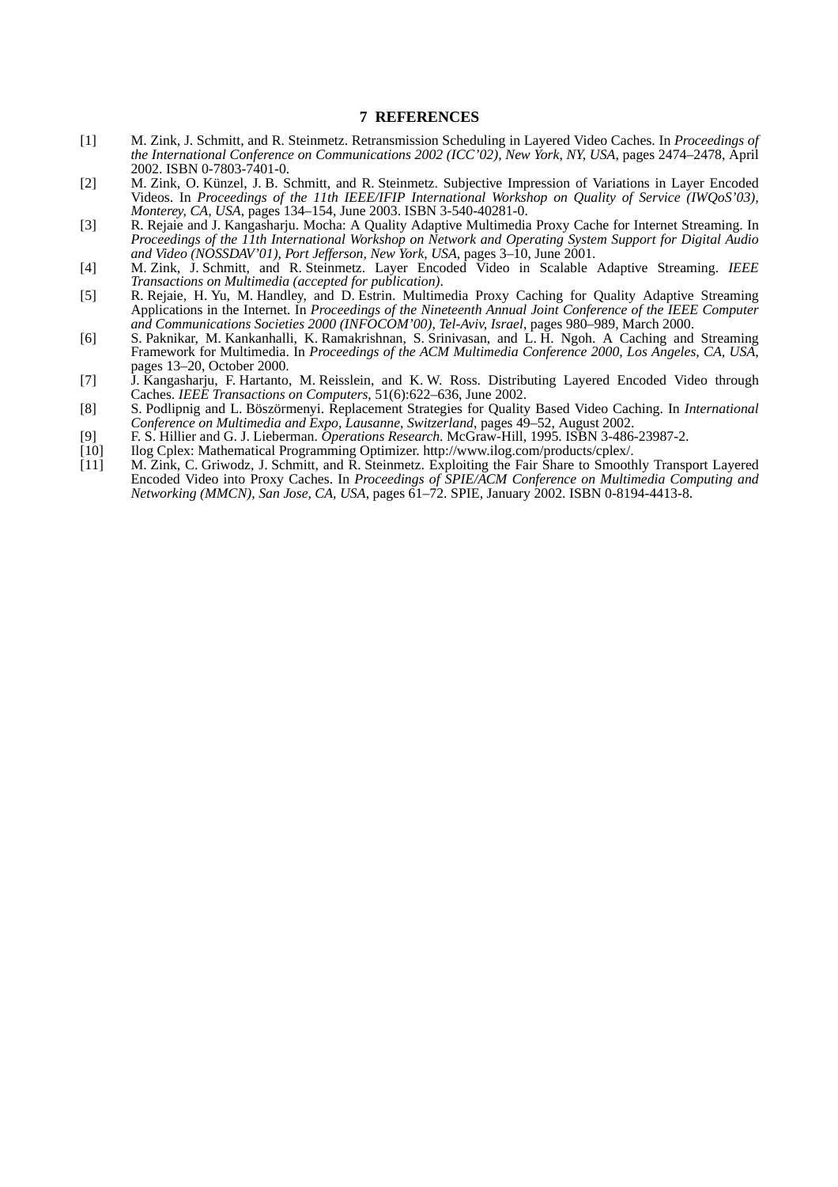## 7 REFERENCES

[1] M. Zink, J. Schmitt, and R. Steinmetz. Retransmission Scheduling in Layered Video Caches. In *Proceedings of the International Conference on Communications 2002 (ICC'02), New York, NY, USA*, pages 2474–2478, April 2002. ISBN 0-7803-7401-0.

[2] M. Zink, O. Künzel, J. B. Schmitt, and R. Steinmetz. Subjective Impression of Variations in Layer Encoded Videos. In *Proceedings of the 11th IEEE/IFIP International Workshop on Quality of Service (IWQoS'03), Monterey, CA, USA*, pages 134–154, June 2003. ISBN 3-540-40281-0.

[3] R. Rejaie and J. Kangasharju. Mocha: A Quality Adaptive Multimedia Proxy Cache for Internet Streaming. In *Proceedings of the 11th International Workshop on Network and Operating System Support for Digital Audio and Video (NOSSDAV'01), Port Jefferson, New York, USA*, pages 3–10, June 2001.

[4] M. Zink, J. Schmitt, and R. Steinmetz. Layer Encoded Video in Scalable Adaptive Streaming. *IEEE Transactions on Multimedia (accepted for publication)*.

[5] R. Rejaie, H. Yu, M. Handley, and D. Estrin. Multimedia Proxy Caching for Quality Adaptive Streaming Applications in the Internet. In *Proceedings of the Nineteenth Annual Joint Conference of the IEEE Computer and Communications Societies 2000 (INFOCOM'00), Tel-Aviv, Israel*, pages 980–989, March 2000.

[6] S. Paknikar, M. Kankanhalli, K. Ramakrishnan, S. Srinivasan, and L. H. Ngoh. A Caching and Streaming Framework for Multimedia. In *Proceedings of the ACM Multimedia Conference 2000, Los Angeles, CA, USA*, pages 13–20, October 2000.

[7] J. Kangasharju, F. Hartanto, M. Reisslein, and K. W. Ross. Distributing Layered Encoded Video through Caches. *IEEE Transactions on Computers*, 51(6):622–636, June 2002.

[8] S. Podlipnig and L. Böszörmenyi. Replacement Strategies for Quality Based Video Caching. In *International Conference on Multimedia and Expo, Lausanne, Switzerland*, pages 49–52, August 2002.

[9] F. S. Hillier and G. J. Lieberman. *Operations Research*. McGraw-Hill, 1995. ISBN 3-486-23987-2.

[10] Ilog Cplex: Mathematical Programming Optimizer. http://www.ilog.com/products/cplex/.

[11] M. Zink, C. Griwodz, J. Schmitt, and R. Steinmetz. Exploiting the Fair Share to Smoothly Transport Layered Encoded Video into Proxy Caches. In *Proceedings of SPIE/ACM Conference on Multimedia Computing and Networking (MMCN), San Jose, CA, USA*, pages 61–72. SPIE, January 2002. ISBN 0-8194-4413-8.